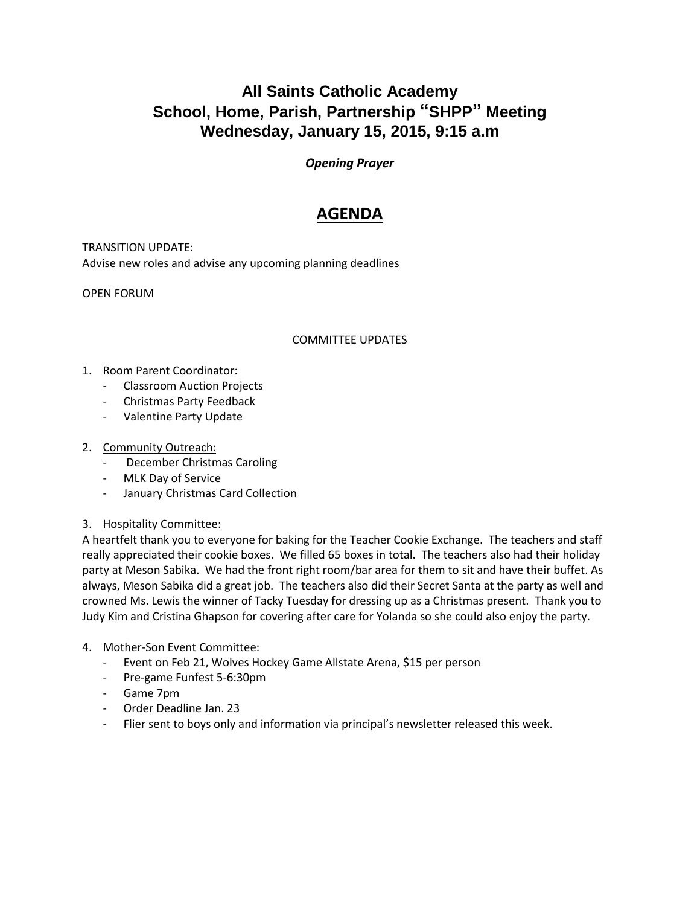# All Saints Catholic Academy
# School, Home, Parish, Partnership "SHPP" Meeting
# Wednesday, January 15, 2015, 9:15 a.m

***Opening Prayer***

## AGENDA

TRANSITION UPDATE:
Advise new roles and advise any upcoming planning deadlines

OPEN FORUM

COMMITTEE UPDATES

1. Room Parent Coordinator:
   - Classroom Auction Projects
   - Christmas Party Feedback
   - Valentine Party Update

2. Community Outreach:
   - December Christmas Caroling
   - MLK Day of Service
   - January Christmas Card Collection

3. Hospitality Committee:

A heartfelt thank you to everyone for baking for the Teacher Cookie Exchange. The teachers and staff really appreciated their cookie boxes. We filled 65 boxes in total. The teachers also had their holiday party at Meson Sabika. We had the front right room/bar area for them to sit and have their buffet. As always, Meson Sabika did a great job. The teachers also did their Secret Santa at the party as well and crowned Ms. Lewis the winner of Tacky Tuesday for dressing up as a Christmas present. Thank you to Judy Kim and Cristina Ghapson for covering after care for Yolanda so she could also enjoy the party.

4. Mother-Son Event Committee:
   - Event on Feb 21, Wolves Hockey Game Allstate Arena, $15 per person
   - Pre-game Funfest 5-6:30pm
   - Game 7pm
   - Order Deadline Jan. 23
   - Flier sent to boys only and information via principal's newsletter released this week.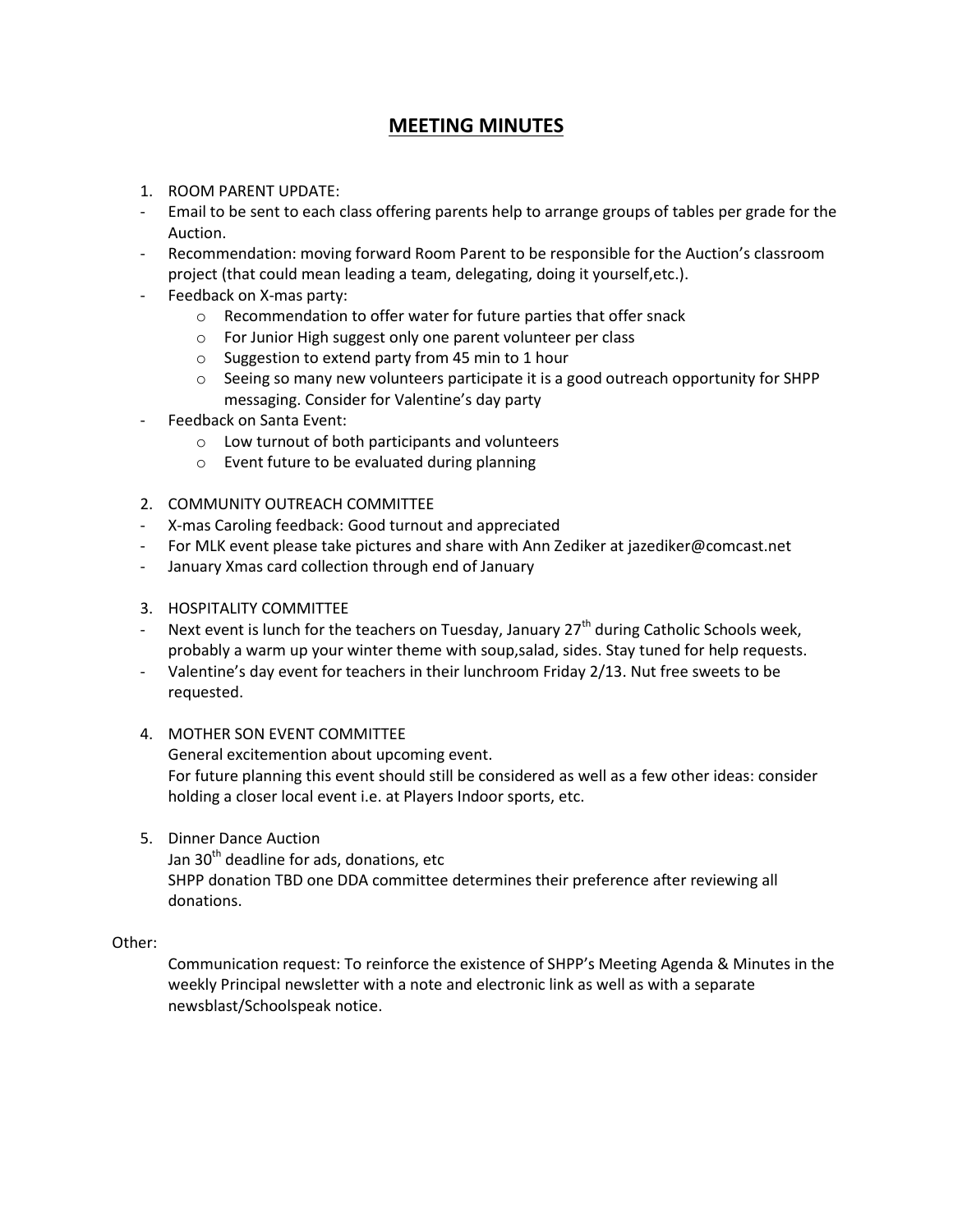# MEETING MINUTES

1. ROOM PARENT UPDATE:

- Email to be sent to each class offering parents help to arrange groups of tables per grade for the Auction.
- Recommendation: moving forward Room Parent to be responsible for the Auction's classroom project (that could mean leading a team, delegating, doing it yourself,etc.).
- Feedback on X-mas party:
  - Recommendation to offer water for future parties that offer snack
  - For Junior High suggest only one parent volunteer per class
  - Suggestion to extend party from 45 min to 1 hour
  - Seeing so many new volunteers participate it is a good outreach opportunity for SHPP messaging. Consider for Valentine's day party
- Feedback on Santa Event:
  - Low turnout of both participants and volunteers
  - Event future to be evaluated during planning

2. COMMUNITY OUTREACH COMMITTEE

- X-mas Caroling feedback: Good turnout and appreciated
- For MLK event please take pictures and share with Ann Zediker at jazediker@comcast.net
- January Xmas card collection through end of January

3. HOSPITALITY COMMITTEE

- Next event is lunch for the teachers on Tuesday, January 27th during Catholic Schools week, probably a warm up your winter theme with soup,salad, sides. Stay tuned for help requests.
- Valentine's day event for teachers in their lunchroom Friday 2/13. Nut free sweets to be requested.

4. MOTHER SON EVENT COMMITTEE

   General excitemention about upcoming event.
   For future planning this event should still be considered as well as a few other ideas: consider holding a closer local event i.e. at Players Indoor sports, etc.

5. Dinner Dance Auction

   Jan 30th deadline for ads, donations, etc
   SHPP donation TBD one DDA committee determines their preference after reviewing all donations.

Other:

Communication request: To reinforce the existence of SHPP's Meeting Agenda & Minutes in the weekly Principal newsletter with a note and electronic link as well as with a separate newsblast/Schoolspeak notice.